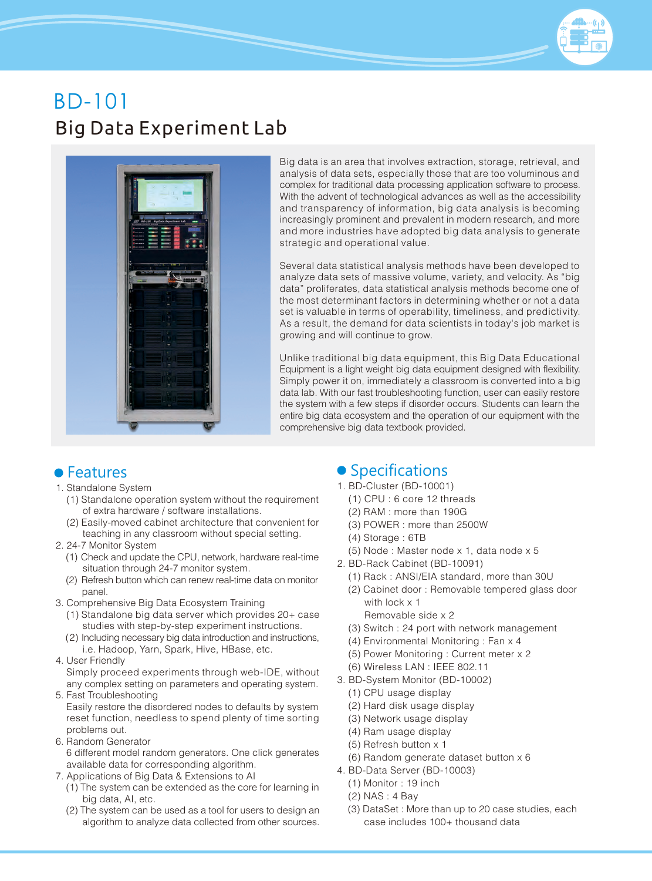# BD-101

## Big Data Experiment Lab

Big data is an area that involves extraction, storage, retrieval, and analysis of data sets, especially those that are too voluminous and complex for traditional data processing application software to process. With the advent of technological advances as well as the accessibility and transparency of information, big data analysis is becoming increasingly prominent and prevalent in modern research, and more and more industries have adopted big data analysis to generate strategic and operational value.

Several data statistical analysis methods have been developed to analyze data sets of massive volume, variety, and velocity. As "big data" proliferates, data statistical analysis methods become one of the most determinant factors in determining whether or not a data set is valuable in terms of operability, timeliness, and predictivity. As a result, the demand for data scientists in today's job market is growing and will continue to grow.

Unlike traditional big data equipment, this Big Data Educational Equipment is a light weight big data equipment designed with flexibility. Simply power it on, immediately a classroom is converted into a big data lab. With our fast troubleshooting function, user can easily restore the system with a few steps if disorder occurs. Students can learn the entire big data ecosystem and the operation of our equipment with the comprehensive big data textbook provided.

## Features

1. Standalone System
   (1) Standalone operation system without the requirement of extra hardware / software installations.
   (2) Easily-moved cabinet architecture that convenient for teaching in any classroom without special setting.
2. 24-7 Monitor System
   (1) Check and update the CPU, network, hardware real-time situation through 24-7 monitor system.
   (2) Refresh button which can renew real-time data on monitor panel.
3. Comprehensive Big Data Ecosystem Training
   (1) Standalone big data server which provides 20+ case studies with step-by-step experiment instructions.
   (2) Including necessary big data introduction and instructions, i.e. Hadoop, Yarn, Spark, Hive, HBase, etc.
4. User Friendly
   Simply proceed experiments through web-IDE, without any complex setting on parameters and operating system.
5. Fast Troubleshooting
   Easily restore the disordered nodes to defaults by system reset function, needless to spend plenty of time sorting problems out.
6. Random Generator
   6 different model random generators. One click generates available data for corresponding algorithm.
7. Applications of Big Data & Extensions to AI
   (1) The system can be extended as the core for learning in big data, AI, etc.
   (2) The system can be used as a tool for users to design an algorithm to analyze data collected from other sources.

## Specifications

1. BD-Cluster (BD-10001)
   (1) CPU : 6 core 12 threads
   (2) RAM : more than 190G
   (3) POWER : more than 2500W
   (4) Storage : 6TB
   (5) Node : Master node x 1, data node x 5
2. BD-Rack Cabinet (BD-10091)
   (1) Rack : ANSI/EIA standard, more than 30U
   (2) Cabinet door : Removable tempered glass door with lock x 1
   Removable side x 2
   (3) Switch : 24 port with network management
   (4) Environmental Monitoring : Fan x 4
   (5) Power Monitoring : Current meter x 2
   (6) Wireless LAN : IEEE 802.11
3. BD-System Monitor (BD-10002)
   (1) CPU usage display
   (2) Hard disk usage display
   (3) Network usage display
   (4) Ram usage display
   (5) Refresh button x 1
   (6) Random generate dataset button x 6
4. BD-Data Server (BD-10003)
   (1) Monitor : 19 inch
   (2) NAS : 4 Bay
   (3) DataSet : More than up to 20 case studies, each case includes 100+ thousand data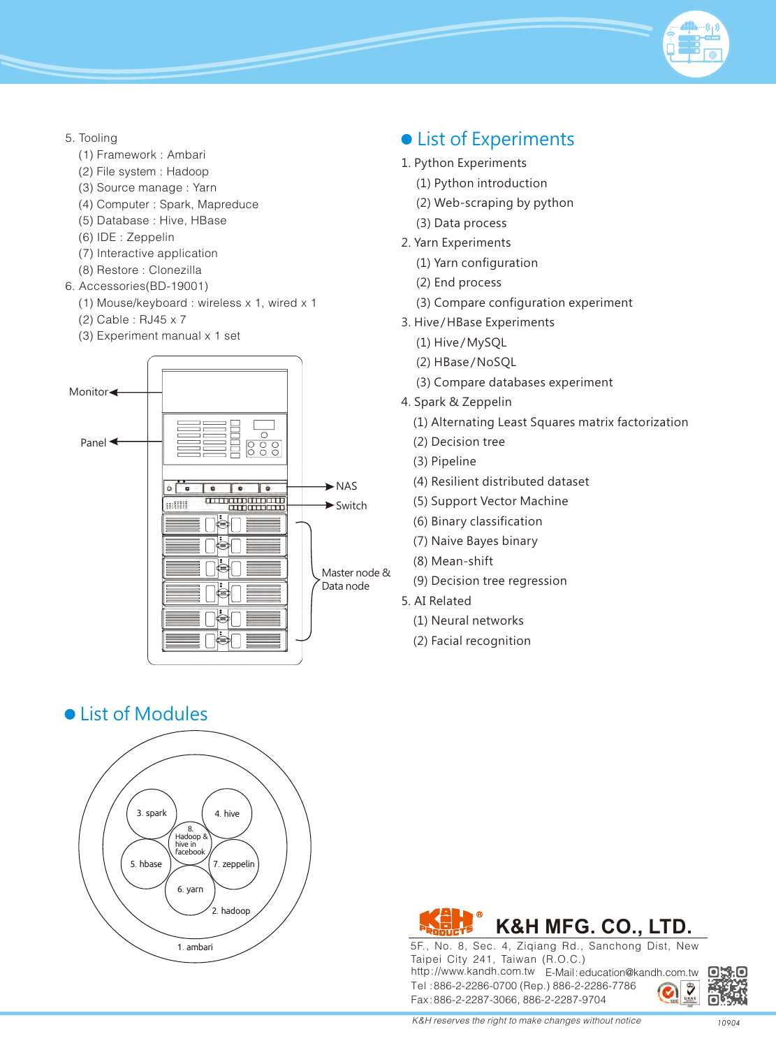5. Tooling
   (1) Framework : Ambari
   (2) File system : Hadoop
   (3) Source manage : Yarn
   (4) Computer : Spark, Mapreduce
   (5) Database : Hive, HBase
   (6) IDE : Zeppelin
   (7) Interactive application
   (8) Restore : Clonezilla
6. Accessories(BD-19001)
   (1) Mouse/keyboard : wireless x 1, wired x 1
   (2) Cable : RJ45 x 7
   (3) Experiment manual x 1 set

Monitor
Panel
NAS
Switch
Master node & Data node

## List of Experiments

1. Python Experiments
   (1) Python introduction
   (2) Web-scraping by python
   (3) Data process
2. Yarn Experiments
   (1) Yarn configuration
   (2) End process
   (3) Compare configuration experiment
3. Hive/HBase Experiments
   (1) Hive/MySQL
   (2) HBase/NoSQL
   (3) Compare databases experiment
4. Spark & Zeppelin
   (1) Alternating Least Squares matrix factorization
   (2) Decision tree
   (3) Pipeline
   (4) Resilient distributed dataset
   (5) Support Vector Machine
   (6) Binary classification
   (7) Naive Bayes binary
   (8) Mean-shift
   (9) Decision tree regression
5. AI Related
   (1) Neural networks
   (2) Facial recognition

## List of Modules

3. spark
4. hive
8. Hadoop & hive in facebook
5. hbase
7. zeppelin
6. yarn
2. hadoop
1. ambari

**K&H MFG. CO., LTD.**

5F., No. 8, Sec. 4, Ziqiang Rd., Sanchong Dist, New Taipei City 241, Taiwan (R.O.C.)
http://www.kandh.com.tw E-Mail:education@kandh.com.tw
Tel :886-2-2286-0700 (Rep.) 886-2-2286-7786
Fax:886-2-2287-3066, 886-2-2287-9704

*K&H reserves the right to make changes without notice*

10904